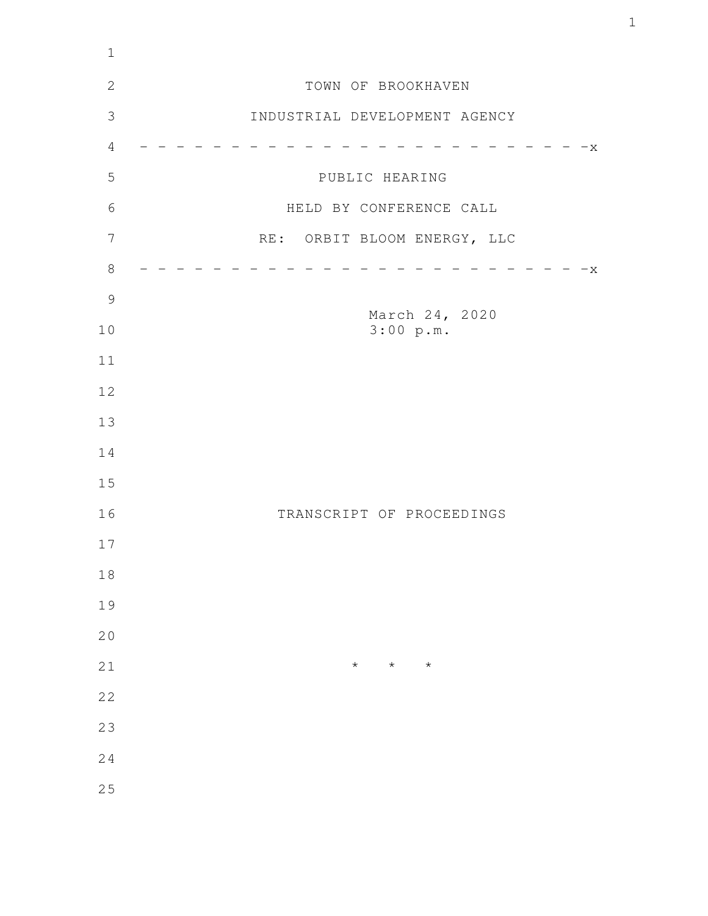TOWN OF BROOKHAVEN

INDUSTRIAL DEVELOPMENT AGENCY

- - - - - - - - - - - - - - - - - - - - - - - - - - -x

PUBLIC HEARING

HELD BY CONFERENCE CALL

RE: ORBIT BLOOM ENERGY, LLC

- - - - - - - - - - - - - - - - - - - - - - - - - - -x

March 24, 2020
3:00 p.m.

TRANSCRIPT OF PROCEEDINGS

\* \* \*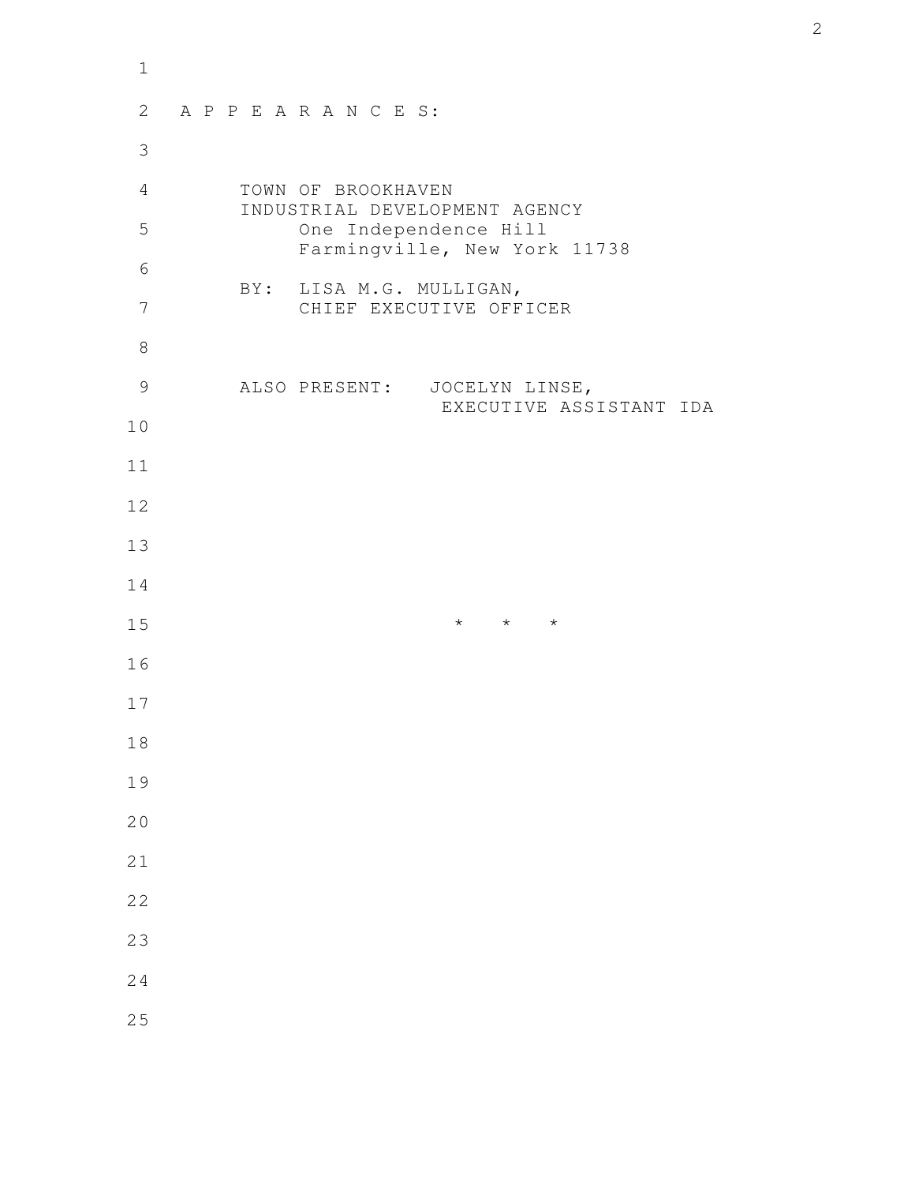A P P E A R A N C E S:

TOWN OF BROOKHAVEN
INDUSTRIAL DEVELOPMENT AGENCY
One Independence Hill
Farmingville, New York 11738

BY: LISA M.G. MULLIGAN,
CHIEF EXECUTIVE OFFICER

ALSO PRESENT: JOCELYN LINSE,
EXECUTIVE ASSISTANT IDA

* * *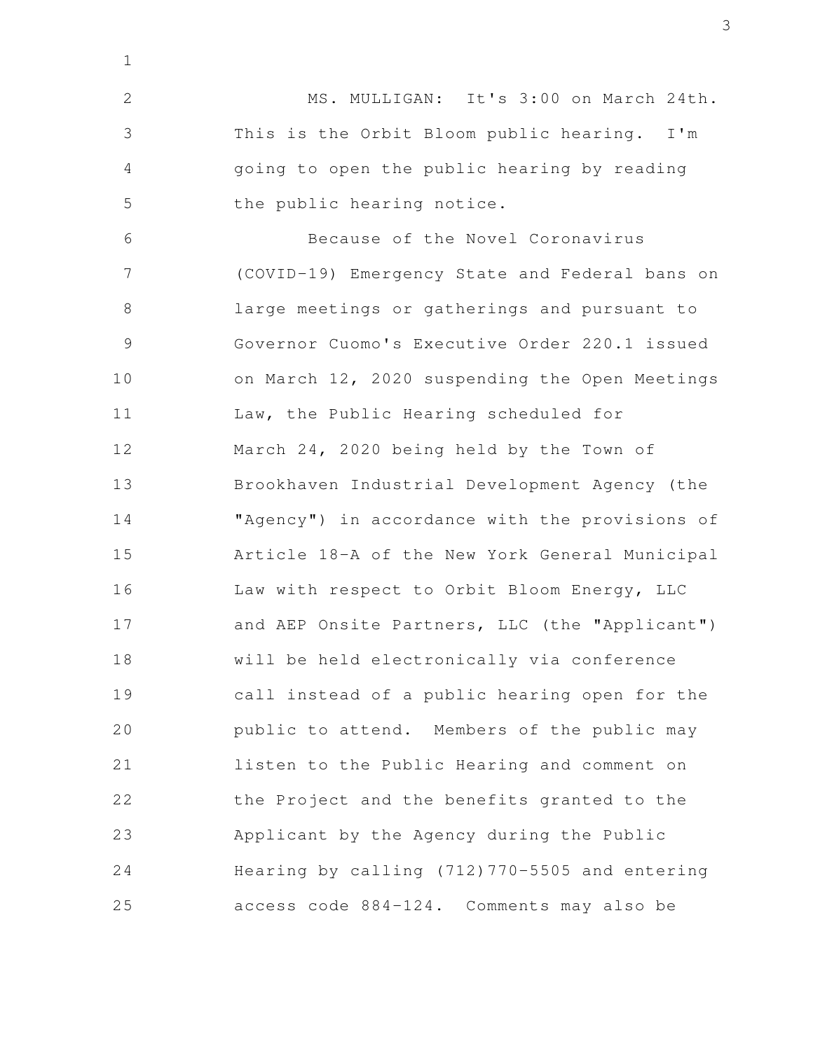MS. MULLIGAN: It's 3:00 on March 24th. This is the Orbit Bloom public hearing. I'm going to open the public hearing by reading the public hearing notice.

Because of the Novel Coronavirus (COVID-19) Emergency State and Federal bans on large meetings or gatherings and pursuant to Governor Cuomo's Executive Order 220.1 issued on March 12, 2020 suspending the Open Meetings Law, the Public Hearing scheduled for March 24, 2020 being held by the Town of Brookhaven Industrial Development Agency (the "Agency") in accordance with the provisions of Article 18-A of the New York General Municipal Law with respect to Orbit Bloom Energy, LLC and AEP Onsite Partners, LLC (the "Applicant") will be held electronically via conference call instead of a public hearing open for the public to attend. Members of the public may listen to the Public Hearing and comment on the Project and the benefits granted to the Applicant by the Agency during the Public Hearing by calling (712)770-5505 and entering access code 884-124. Comments may also be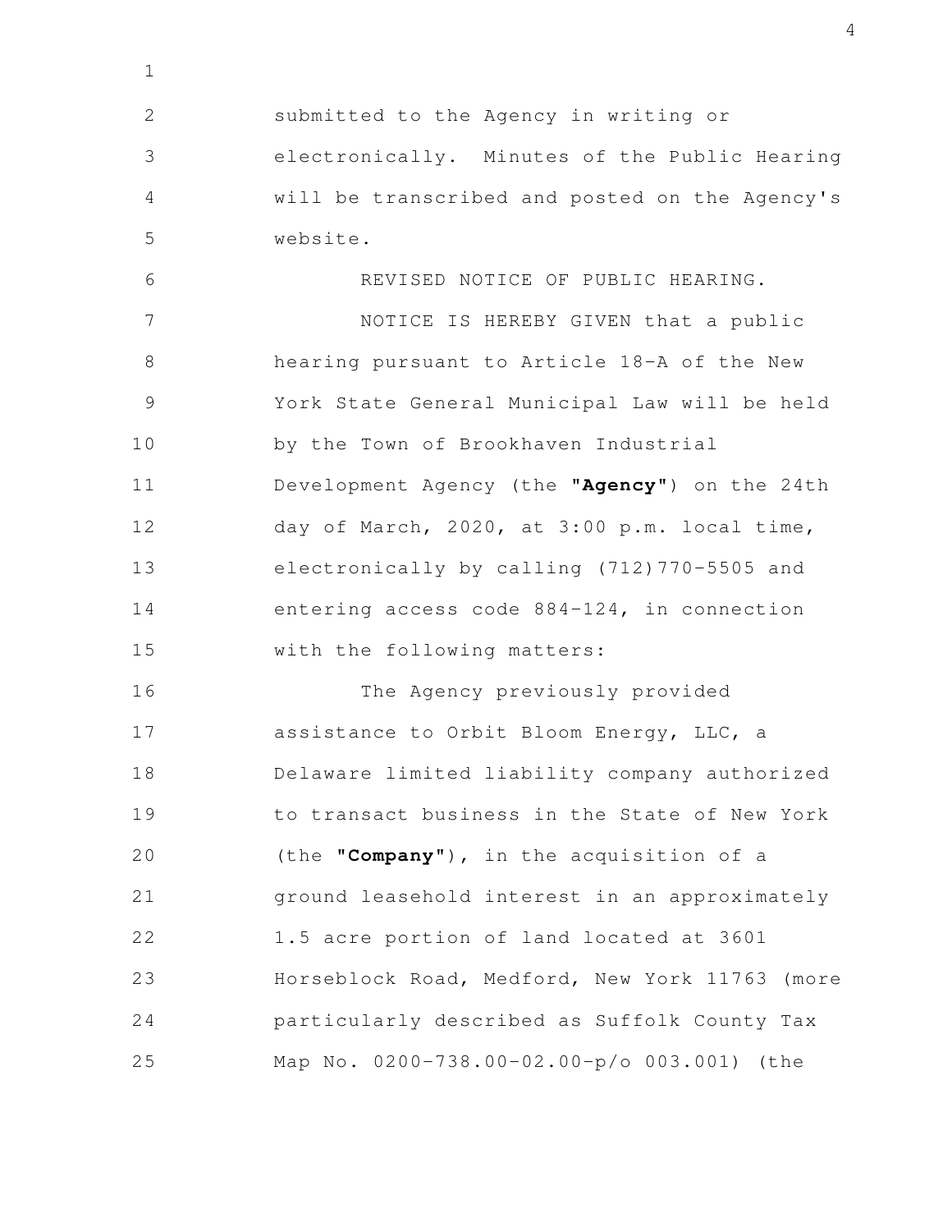submitted to the Agency in writing or electronically. Minutes of the Public Hearing will be transcribed and posted on the Agency's website.

REVISED NOTICE OF PUBLIC HEARING.

NOTICE IS HEREBY GIVEN that a public hearing pursuant to Article 18-A of the New York State General Municipal Law will be held by the Town of Brookhaven Industrial Development Agency (the "**Agency**") on the 24th day of March, 2020, at 3:00 p.m. local time, electronically by calling (712)770-5505 and entering access code 884-124, in connection with the following matters:

The Agency previously provided assistance to Orbit Bloom Energy, LLC, a Delaware limited liability company authorized to transact business in the State of New York (the "**Company**"), in the acquisition of a ground leasehold interest in an approximately 1.5 acre portion of land located at 3601 Horseblock Road, Medford, New York 11763 (more particularly described as Suffolk County Tax Map No. 0200-738.00-02.00-p/o 003.001) (the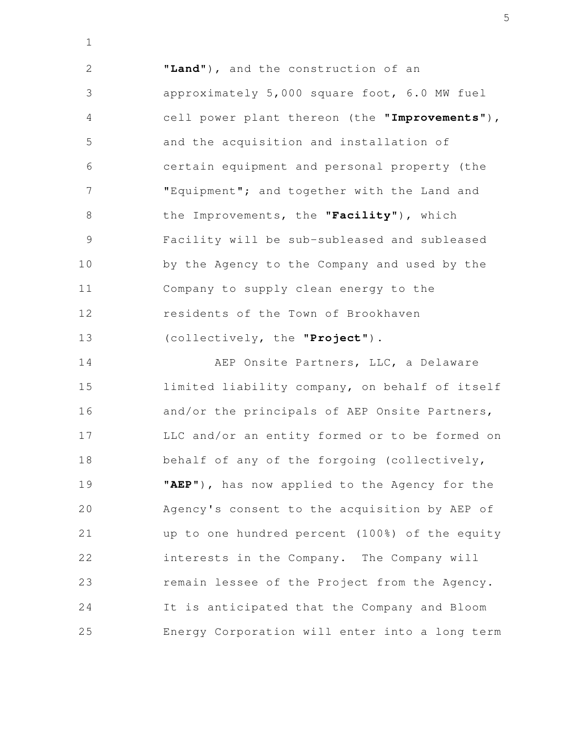**"Land"**), and the construction of an approximately 5,000 square foot, 6.0 MW fuel cell power plant thereon (the **"Improvements"**), and the acquisition and installation of certain equipment and personal property (the "Equipment"; and together with the Land and the Improvements, the **"Facility"**), which Facility will be sub-subleased and subleased by the Agency to the Company and used by the Company to supply clean energy to the residents of the Town of Brookhaven (collectively, the **"Project"**).

AEP Onsite Partners, LLC, a Delaware limited liability company, on behalf of itself and/or the principals of AEP Onsite Partners, LLC and/or an entity formed or to be formed on behalf of any of the forgoing (collectively, **"AEP"**), has now applied to the Agency for the Agency's consent to the acquisition by AEP of up to one hundred percent (100%) of the equity interests in the Company. The Company will remain lessee of the Project from the Agency. It is anticipated that the Company and Bloom Energy Corporation will enter into a long term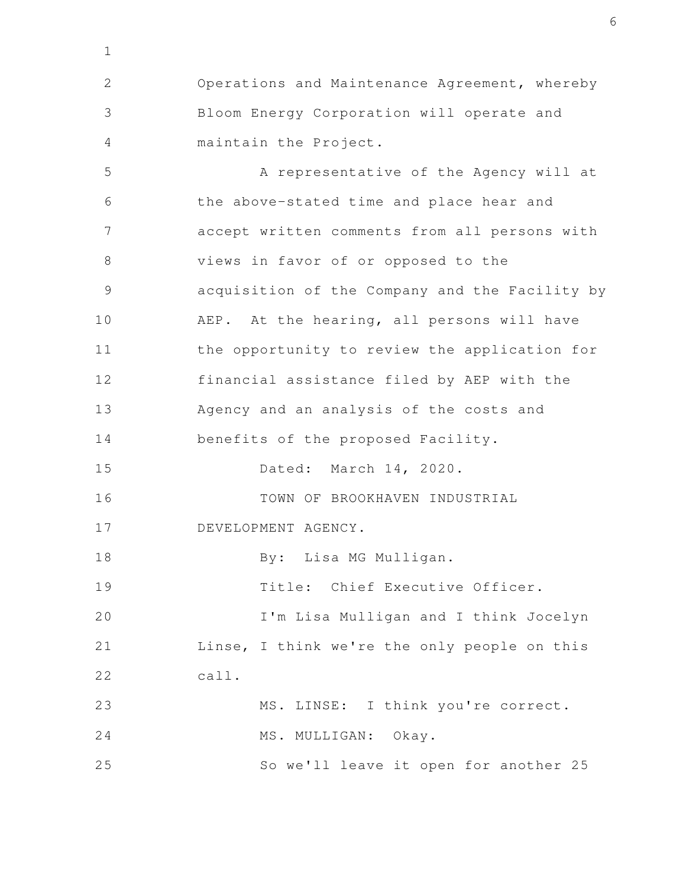Operations and Maintenance Agreement, whereby Bloom Energy Corporation will operate and maintain the Project.

A representative of the Agency will at the above-stated time and place hear and accept written comments from all persons with views in favor of or opposed to the acquisition of the Company and the Facility by AEP. At the hearing, all persons will have the opportunity to review the application for financial assistance filed by AEP with the Agency and an analysis of the costs and benefits of the proposed Facility.

Dated: March 14, 2020.

TOWN OF BROOKHAVEN INDUSTRIAL DEVELOPMENT AGENCY.

By: Lisa MG Mulligan.

Title: Chief Executive Officer.

I'm Lisa Mulligan and I think Jocelyn Linse, I think we're the only people on this call.

MS. LINSE: I think you're correct.

MS. MULLIGAN: Okay.

So we'll leave it open for another 25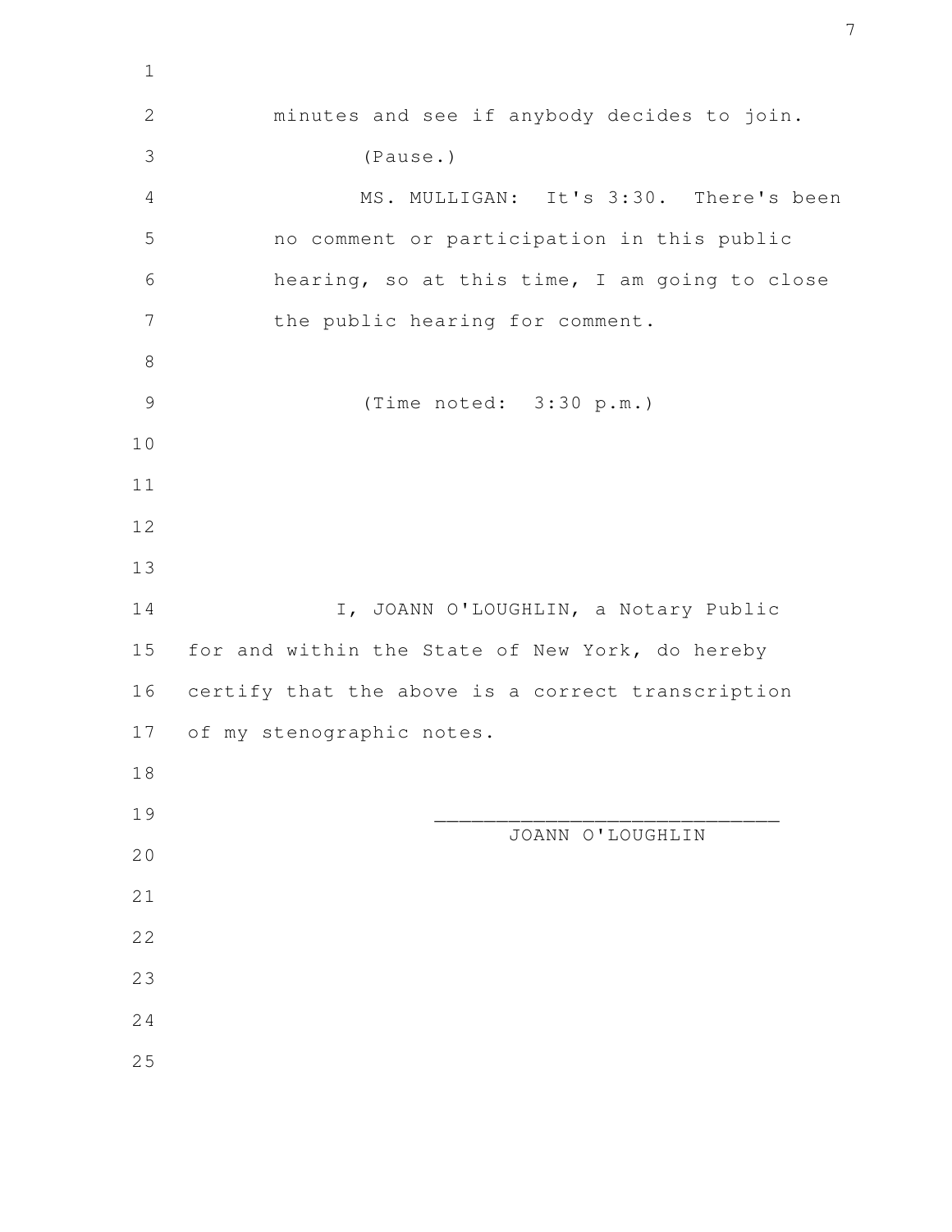minutes and see if anybody decides to join.

(Pause.)

MS. MULLIGAN: It's 3:30. There's been no comment or participation in this public hearing, so at this time, I am going to close the public hearing for comment.

(Time noted: 3:30 p.m.)

I, JOANN O'LOUGHLIN, a Notary Public for and within the State of New York, do hereby certify that the above is a correct transcription of my stenographic notes.

\_\_\_\_\_\_\_\_\_\_\_\_\_\_\_\_\_\_\_\_\_\_\_\_\_\_\_\_

JOANN O'LOUGHLIN